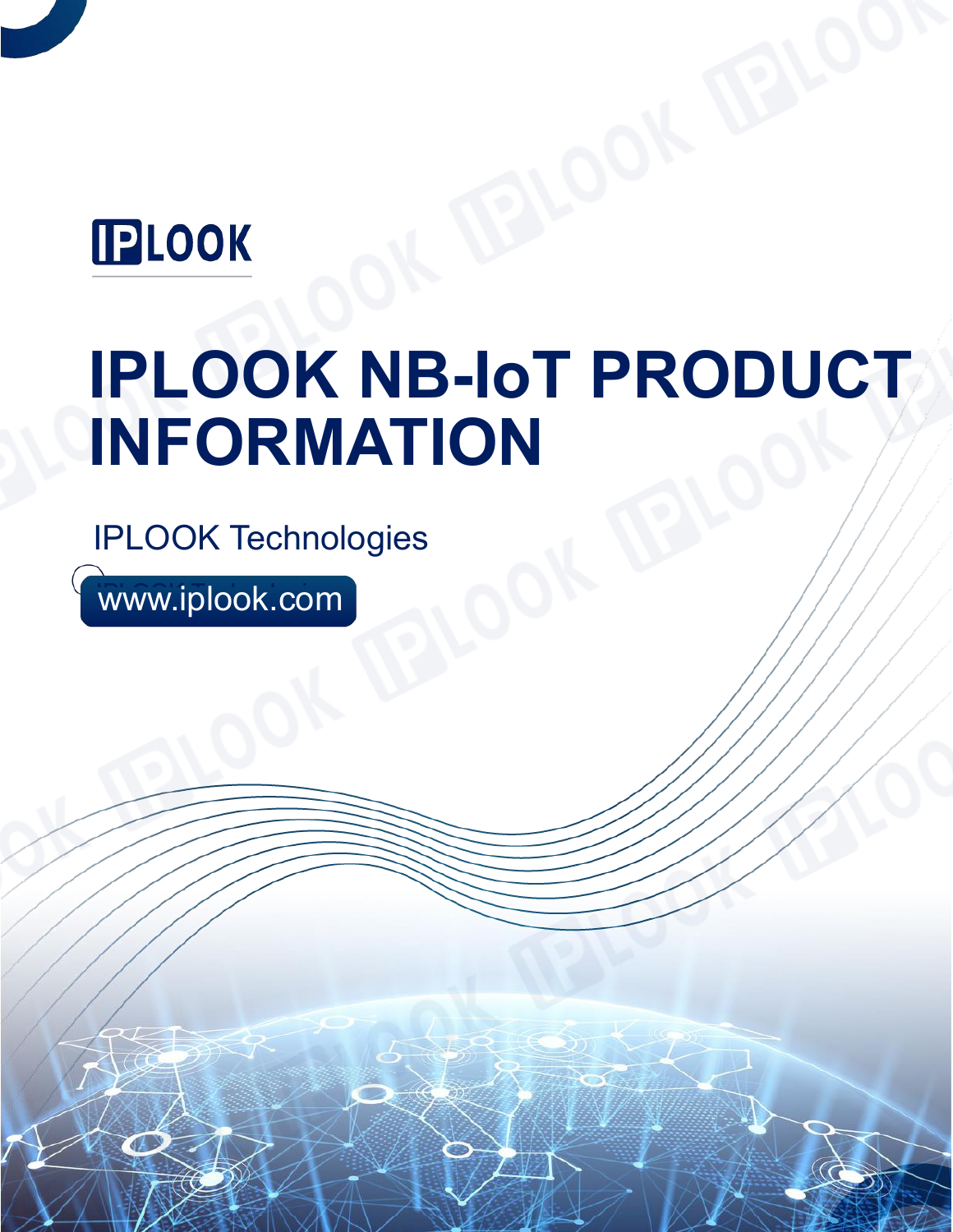IPLOOK

# IPLOOK NB-IoT PRODUCT INFORMATION

IPLOOK Technologies

www.iplook.com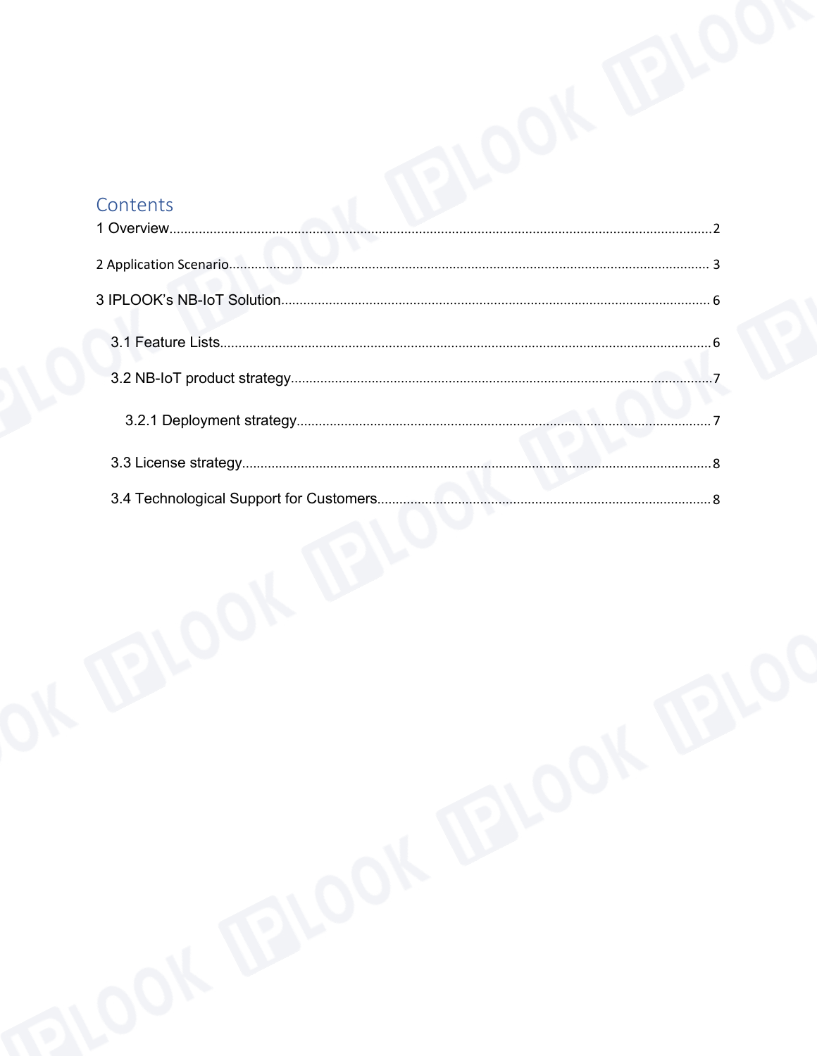# Contents

1 Overview......................................................................................................................................2

2 Application Scenario...................................................................................................................3

3 IPLOOK's NB-IoT Solution..........................................................................................................6

- 3.1 Feature Lists...........................................................................................................................6
- 3.2 NB-IoT product strategy.........................................................................................................7
  - 3.2.1 Deployment strategy.........................................................................................................7
- 3.3 License strategy......................................................................................................................8
- 3.4 Technological Support for Customers....................................................................................8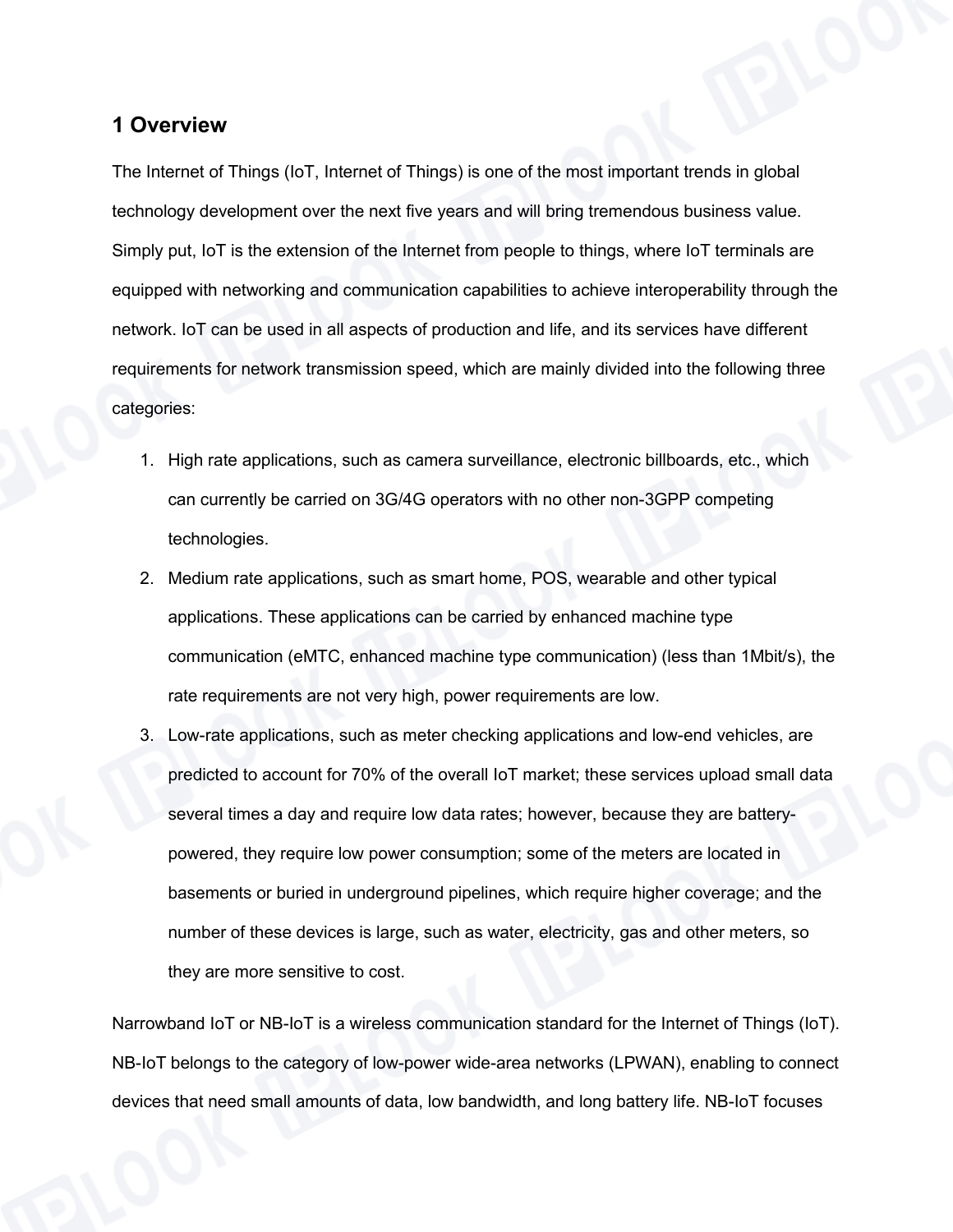## 1 Overview

The Internet of Things (IoT, Internet of Things) is one of the most important trends in global technology development over the next five years and will bring tremendous business value. Simply put, IoT is the extension of the Internet from people to things, where IoT terminals are equipped with networking and communication capabilities to achieve interoperability through the network. IoT can be used in all aspects of production and life, and its services have different requirements for network transmission speed, which are mainly divided into the following three categories:

1. High rate applications, such as camera surveillance, electronic billboards, etc., which can currently be carried on 3G/4G operators with no other non-3GPP competing technologies.
2. Medium rate applications, such as smart home, POS, wearable and other typical applications. These applications can be carried by enhanced machine type communication (eMTC, enhanced machine type communication) (less than 1Mbit/s), the rate requirements are not very high, power requirements are low.
3. Low-rate applications, such as meter checking applications and low-end vehicles, are predicted to account for 70% of the overall IoT market; these services upload small data several times a day and require low data rates; however, because they are battery-powered, they require low power consumption; some of the meters are located in basements or buried in underground pipelines, which require higher coverage; and the number of these devices is large, such as water, electricity, gas and other meters, so they are more sensitive to cost.

Narrowband IoT or NB-IoT is a wireless communication standard for the Internet of Things (IoT). NB-IoT belongs to the category of low-power wide-area networks (LPWAN), enabling to connect devices that need small amounts of data, low bandwidth, and long battery life. NB-IoT focuses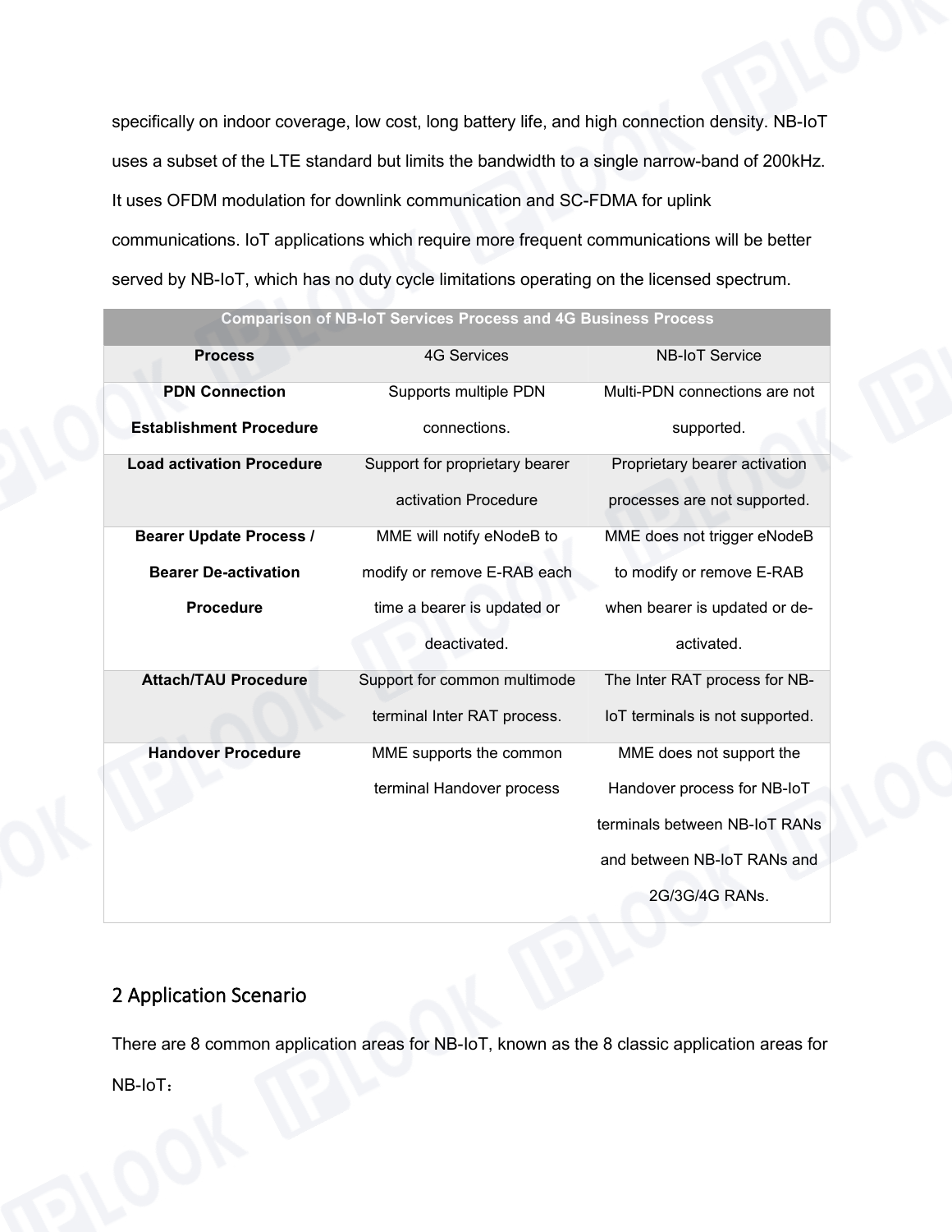specifically on indoor coverage, low cost, long battery life, and high connection density. NB-IoT uses a subset of the LTE standard but limits the bandwidth to a single narrow-band of 200kHz. It uses OFDM modulation for downlink communication and SC-FDMA for uplink communications. IoT applications which require more frequent communications will be better served by NB-IoT, which has no duty cycle limitations operating on the licensed spectrum.

| Comparison of NB-IoT Services Process and 4G Business Process | | |
|---|---|---|
| **Process** | 4G Services | NB-IoT Service |
| **PDN Connection Establishment Procedure** | Supports multiple PDN connections. | Multi-PDN connections are not supported. |
| **Load activation Procedure** | Support for proprietary bearer activation Procedure | Proprietary bearer activation processes are not supported. |
| **Bearer Update Process / Bearer De-activation Procedure** | MME will notify eNodeB to modify or remove E-RAB each time a bearer is updated or deactivated. | MME does not trigger eNodeB to modify or remove E-RAB when bearer is updated or de-activated. |
| **Attach/TAU Procedure** | Support for common multimode terminal Inter RAT process. | The Inter RAT process for NB-IoT terminals is not supported. |
| **Handover Procedure** | MME supports the common terminal Handover process | MME does not support the Handover process for NB-IoT terminals between NB-IoT RANs and between NB-IoT RANs and 2G/3G/4G RANs. |

## 2 Application Scenario

There are 8 common application areas for NB-IoT, known as the 8 classic application areas for NB-IoT：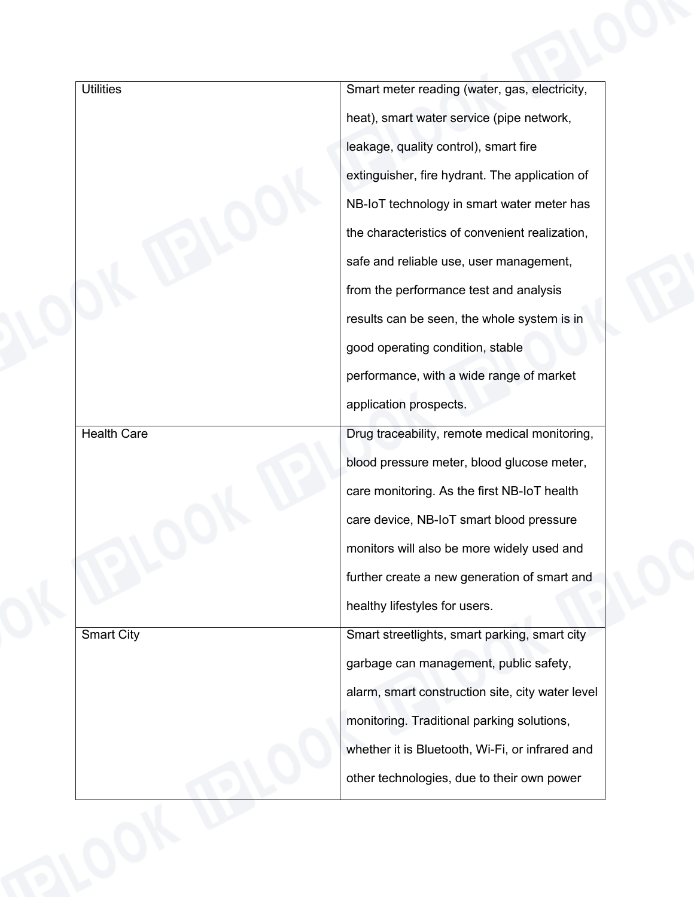| | |
|---|---|
| Utilities | Smart meter reading (water, gas, electricity, heat), smart water service (pipe network, leakage, quality control), smart fire extinguisher, fire hydrant. The application of NB-IoT technology in smart water meter has the characteristics of convenient realization, safe and reliable use, user management, from the performance test and analysis results can be seen, the whole system is in good operating condition, stable performance, with a wide range of market application prospects. |
| Health Care | Drug traceability, remote medical monitoring, blood pressure meter, blood glucose meter, care monitoring. As the first NB-IoT health care device, NB-IoT smart blood pressure monitors will also be more widely used and further create a new generation of smart and healthy lifestyles for users. |
| Smart City | Smart streetlights, smart parking, smart city garbage can management, public safety, alarm, smart construction site, city water level monitoring. Traditional parking solutions, whether it is Bluetooth, Wi-Fi, or infrared and other technologies, due to their own power |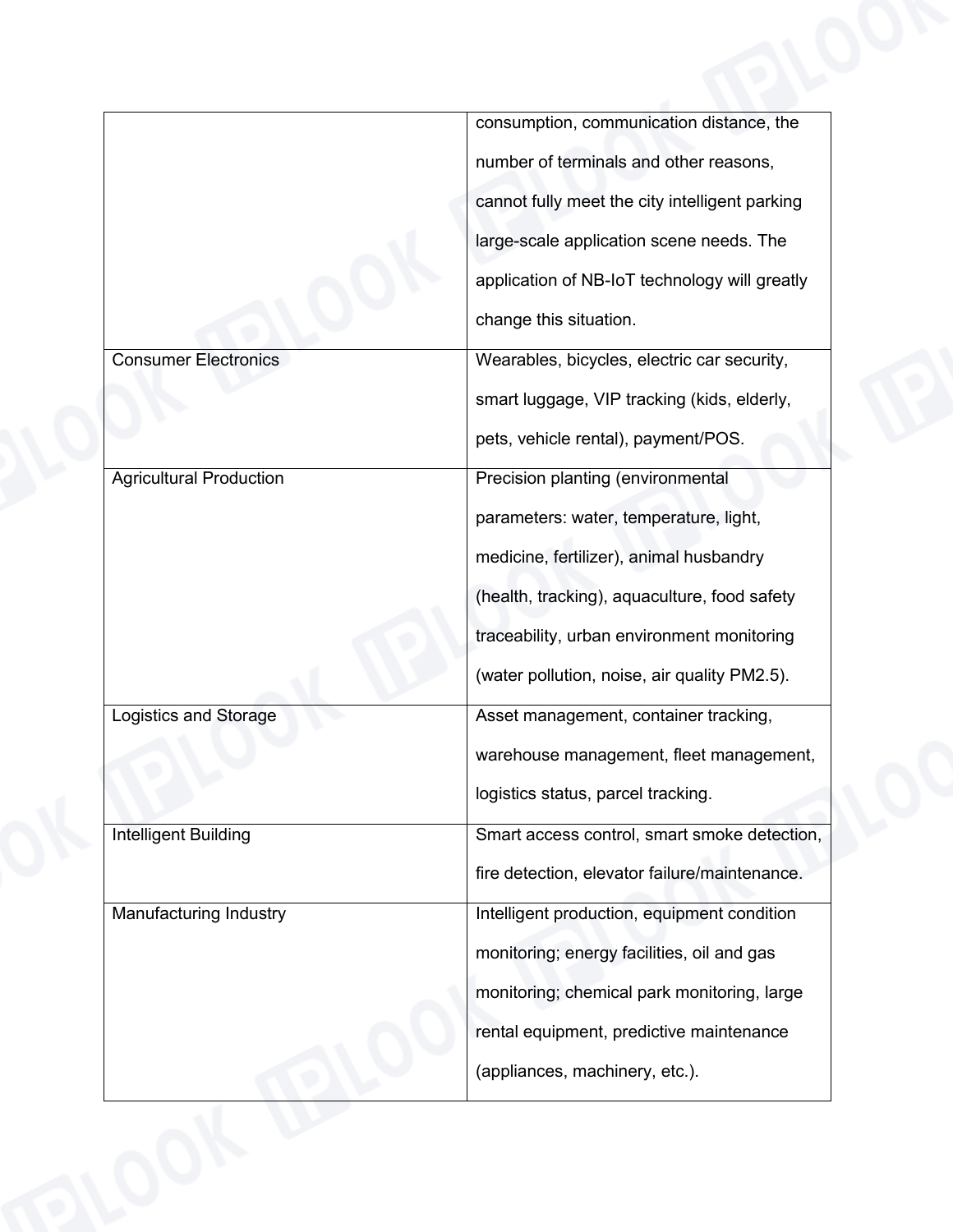| | |
|---|---|
| | consumption, communication distance, the number of terminals and other reasons, cannot fully meet the city intelligent parking large-scale application scene needs. The application of NB-IoT technology will greatly change this situation. |
| Consumer Electronics | Wearables, bicycles, electric car security, smart luggage, VIP tracking (kids, elderly, pets, vehicle rental), payment/POS. |
| Agricultural Production | Precision planting (environmental parameters: water, temperature, light, medicine, fertilizer), animal husbandry (health, tracking), aquaculture, food safety traceability, urban environment monitoring (water pollution, noise, air quality PM2.5). |
| Logistics and Storage | Asset management, container tracking, warehouse management, fleet management, logistics status, parcel tracking. |
| Intelligent Building | Smart access control, smart smoke detection, fire detection, elevator failure/maintenance. |
| Manufacturing Industry | Intelligent production, equipment condition monitoring; energy facilities, oil and gas monitoring; chemical park monitoring, large rental equipment, predictive maintenance (appliances, machinery, etc.). |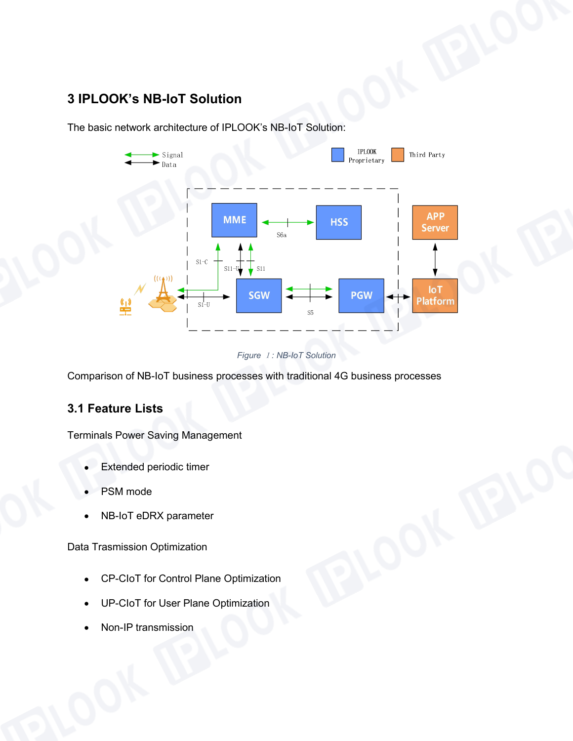# 3 IPLOOK's NB-IoT Solution

The basic network architecture of IPLOOK's NB-IoT Solution:

*Figure 1: NB-IoT Solution*

Comparison of NB-IoT business processes with traditional 4G business processes

## 3.1 Feature Lists

Terminals Power Saving Management

- Extended periodic timer
- PSM mode
- NB-IoT eDRX parameter

Data Trasmission Optimization

- CP-CIoT for Control Plane Optimization
- UP-CIoT for User Plane Optimization
- Non-IP transmission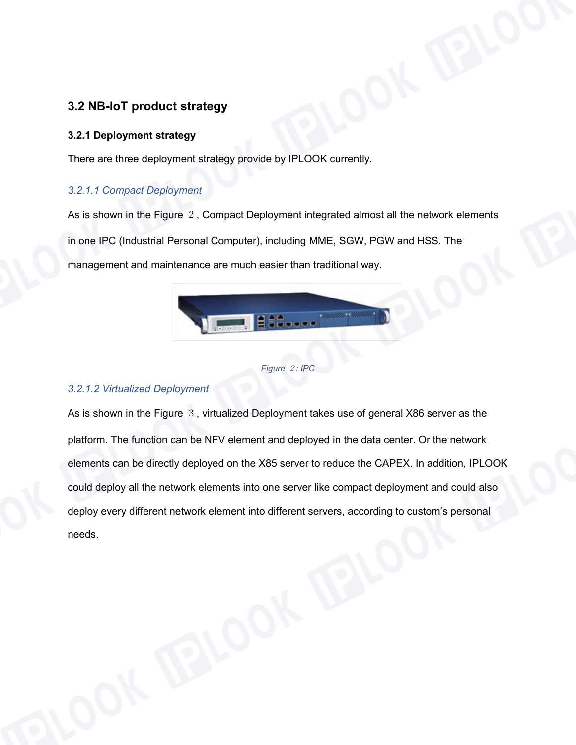## 3.2 NB-IoT product strategy

### 3.2.1 Deployment strategy

There are three deployment strategy provide by IPLOOK currently.

#### *3.2.1.1 Compact Deployment*

As is shown in the Figure ２, Compact Deployment integrated almost all the network elements in one IPC (Industrial Personal Computer), including MME, SGW, PGW and HSS. The management and maintenance are much easier than traditional way.

*Figure ２: IPC*

#### *3.2.1.2 Virtualized Deployment*

As is shown in the Figure ３, virtualized Deployment takes use of general X86 server as the platform. The function can be NFV element and deployed in the data center. Or the network elements can be directly deployed on the X85 server to reduce the CAPEX. In addition, IPLOOK could deploy all the network elements into one server like compact deployment and could also deploy every different network element into different servers, according to custom’s personal needs.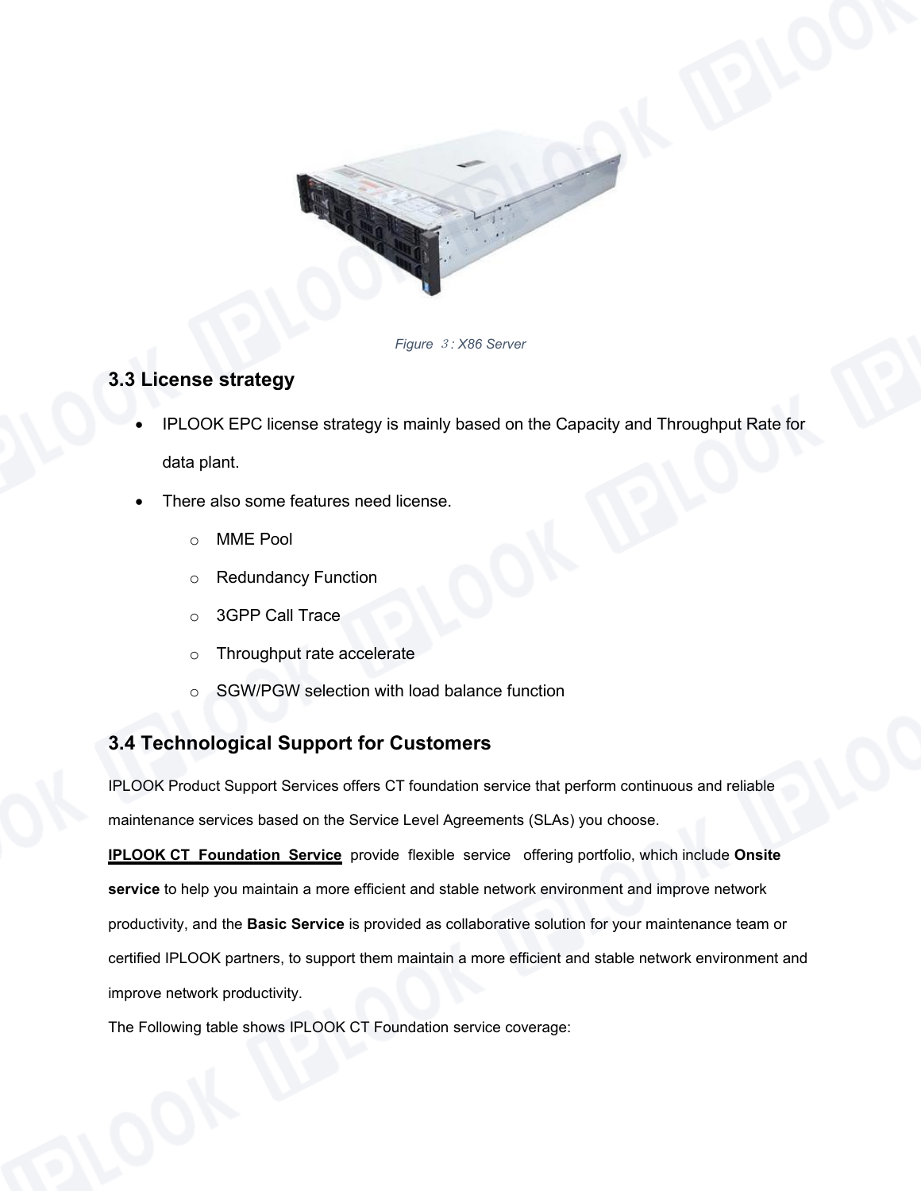Figure 3: X86 Server

## 3.3 License strategy

- IPLOOK EPC license strategy is mainly based on the Capacity and Throughput Rate for data plant.
- There also some features need license.
  - MME Pool
  - Redundancy Function
  - 3GPP Call Trace
  - Throughput rate accelerate
  - SGW/PGW selection with load balance function

## 3.4 Technological Support for Customers

IPLOOK Product Support Services offers CT foundation service that perform continuous and reliable maintenance services based on the Service Level Agreements (SLAs) you choose.

**IPLOOK CT Foundation Service** provide flexible service offering portfolio, which include **Onsite service** to help you maintain a more efficient and stable network environment and improve network productivity, and the **Basic Service** is provided as collaborative solution for your maintenance team or certified IPLOOK partners, to support them maintain a more efficient and stable network environment and improve network productivity.

The Following table shows IPLOOK CT Foundation service coverage: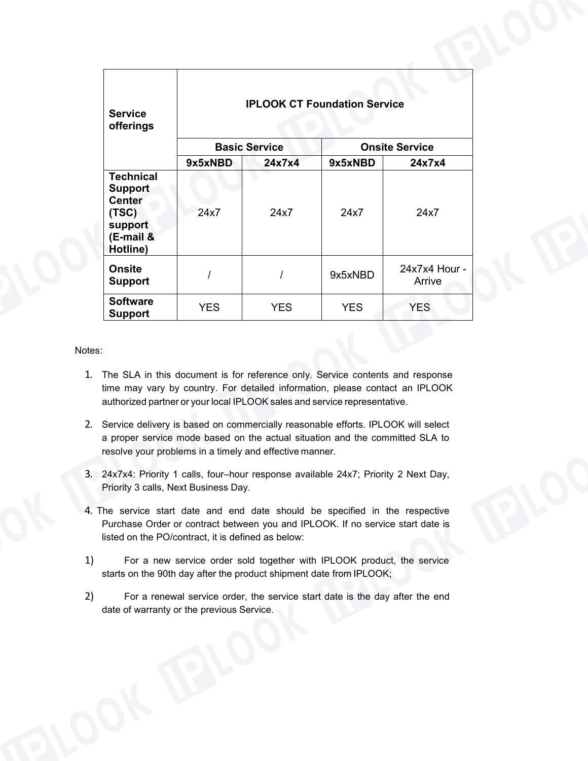| Service offerings | IPLOOK CT Foundation Service | | | |
|---|---|---|---|---|
| | Basic Service | | Onsite Service | |
| | 9x5xNBD | 24x7x4 | 9x5xNBD | 24x7x4 |
| Technical Support Center (TSC) support (E-mail & Hotline) | 24x7 | 24x7 | 24x7 | 24x7 |
| Onsite Support | / | / | 9x5xNBD | 24x7x4 Hour - Arrive |
| Software Support | YES | YES | YES | YES |

Notes:

1. The SLA in this document is for reference only. Service contents and response time may vary by country. For detailed information, please contact an IPLOOK authorized partner or your local IPLOOK sales and service representative.

2. Service delivery is based on commercially reasonable efforts. IPLOOK will select a proper service mode based on the actual situation and the committed SLA to resolve your problems in a timely and effective manner.

3. 24x7x4: Priority 1 calls, four–hour response available 24x7; Priority 2 Next Day, Priority 3 calls, Next Business Day.

4. The service start date and end date should be specified in the respective Purchase Order or contract between you and IPLOOK. If no service start date is listed on the PO/contract, it is defined as below:

1) For a new service order sold together with IPLOOK product, the service starts on the 90th day after the product shipment date from IPLOOK;

2) For a renewal service order, the service start date is the day after the end date of warranty or the previous Service.